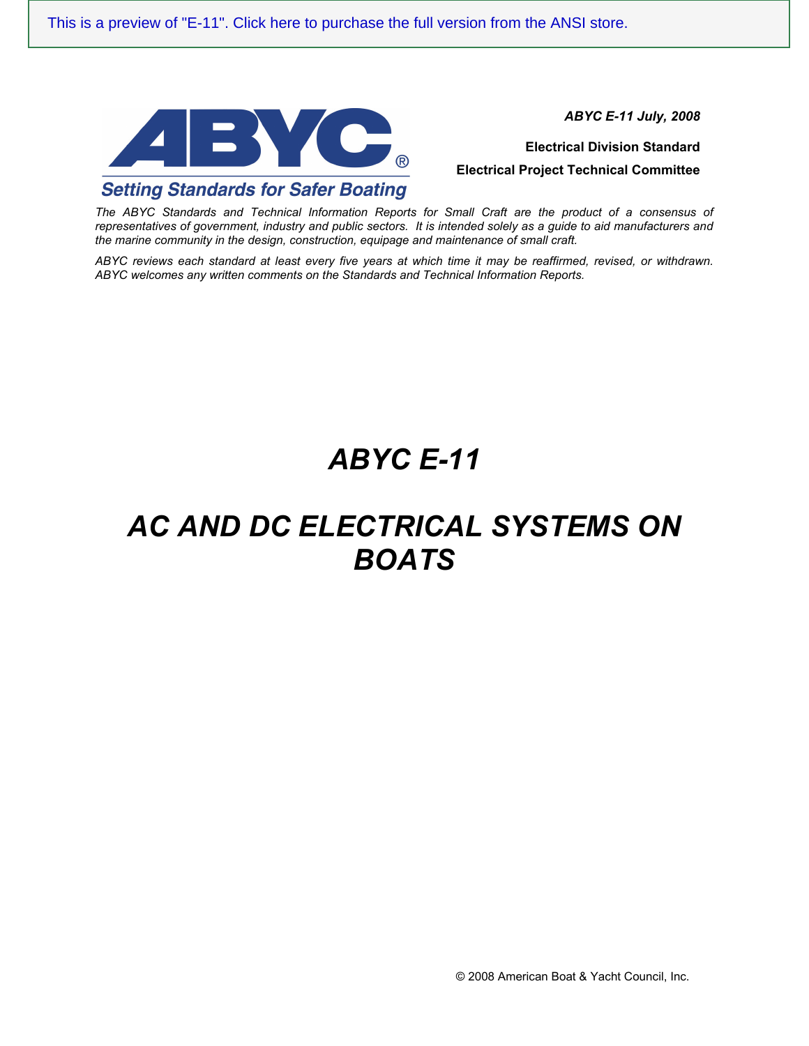This is a preview of "E-11". Click here to purchase the full version from the ANSI store.

ABYC

Setting Standards for Safer Boating

*ABYC E-11 July, 2008*

**Electrical Division Standard**

**Electrical Project Technical Committee**

*The ABYC Standards and Technical Information Reports for Small Craft are the product of a consensus of representatives of government, industry and public sectors. It is intended solely as a guide to aid manufacturers and the marine community in the design, construction, equipage and maintenance of small craft.*

*ABYC reviews each standard at least every five years at which time it may be reaffirmed, revised, or withdrawn. ABYC welcomes any written comments on the Standards and Technical Information Reports.*

# *ABYC E-11*

# *AC AND DC ELECTRICAL SYSTEMS ON BOATS*

© 2008 American Boat & Yacht Council, Inc.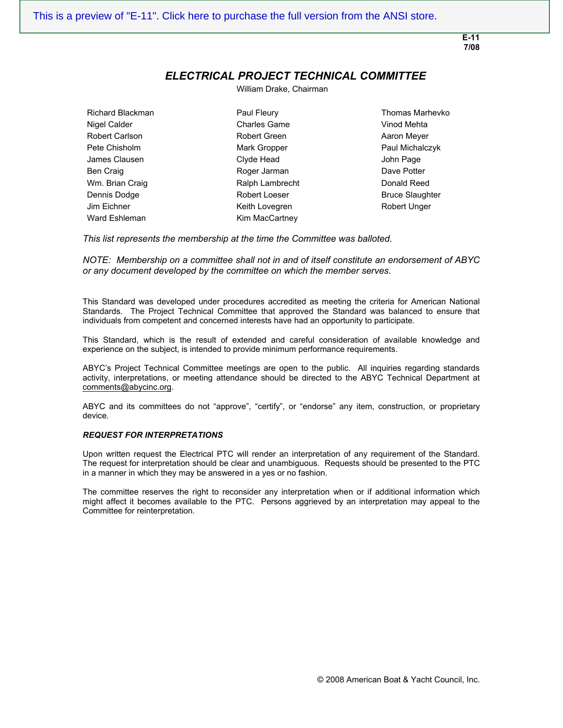# *ELECTRICAL PROJECT TECHNICAL COMMITTEE*

William Drake, Chairman

- Richard Blackman
- Nigel Calder
- Robert Carlson
- Pete Chisholm
- James Clausen
- Ben Craig
- Wm. Brian Craig
- Dennis Dodge
- Jim Eichner
- Ward Eshleman
- Paul Fleury
- Charles Game
- Robert Green
- Mark Gropper
- Clyde Head
- Roger Jarman
- Ralph Lambrecht
- Robert Loeser
- Keith Lovegren
- Kim MacCartney
- Thomas Marhevko
- Vinod Mehta
- Aaron Meyer
- Paul Michalczyk
- John Page
- Dave Potter
- Donald Reed
- Bruce Slaughter
- Robert Unger

*This list represents the membership at the time the Committee was balloted.*

*NOTE: Membership on a committee shall not in and of itself constitute an endorsement of ABYC or any document developed by the committee on which the member serves.*

This Standard was developed under procedures accredited as meeting the criteria for American National Standards. The Project Technical Committee that approved the Standard was balanced to ensure that individuals from competent and concerned interests have had an opportunity to participate.

This Standard, which is the result of extended and careful consideration of available knowledge and experience on the subject, is intended to provide minimum performance requirements.

ABYC's Project Technical Committee meetings are open to the public. All inquiries regarding standards activity, interpretations, or meeting attendance should be directed to the ABYC Technical Department at comments@abycinc.org.

ABYC and its committees do not "approve", "certify", or "endorse" any item, construction, or proprietary device.

***REQUEST FOR INTERPRETATIONS***

Upon written request the Electrical PTC will render an interpretation of any requirement of the Standard. The request for interpretation should be clear and unambiguous. Requests should be presented to the PTC in a manner in which they may be answered in a yes or no fashion.

The committee reserves the right to reconsider any interpretation when or if additional information which might affect it becomes available to the PTC. Persons aggrieved by an interpretation may appeal to the Committee for reinterpretation.

© 2008 American Boat & Yacht Council, Inc.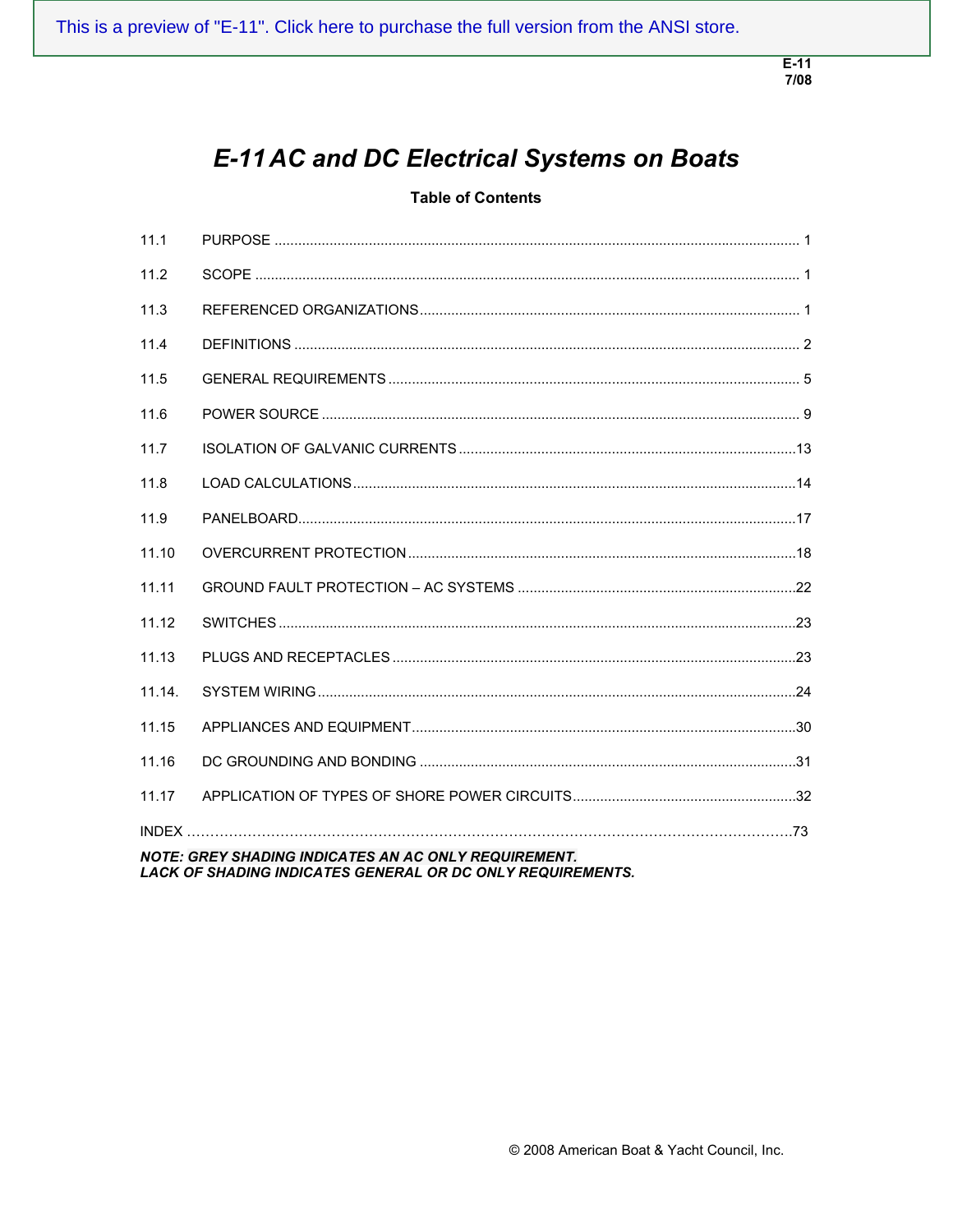# E-11 AC and DC Electrical Systems on Boats

**Table of Contents**

| | | |
|---|---|---|
| 11.1 | PURPOSE | 1 |
| 11.2 | SCOPE | 1 |
| 11.3 | REFERENCED ORGANIZATIONS | 1 |
| 11.4 | DEFINITIONS | 2 |
| 11.5 | GENERAL REQUIREMENTS | 5 |
| 11.6 | POWER SOURCE | 9 |
| 11.7 | ISOLATION OF GALVANIC CURRENTS | 13 |
| 11.8 | LOAD CALCULATIONS | 14 |
| 11.9 | PANELBOARD | 17 |
| 11.10 | OVERCURRENT PROTECTION | 18 |
| 11.11 | GROUND FAULT PROTECTION – AC SYSTEMS | 22 |
| 11.12 | SWITCHES | 23 |
| 11.13 | PLUGS AND RECEPTACLES | 23 |
| 11.14. | SYSTEM WIRING | 24 |
| 11.15 | APPLIANCES AND EQUIPMENT | 30 |
| 11.16 | DC GROUNDING AND BONDING | 31 |
| 11.17 | APPLICATION OF TYPES OF SHORE POWER CIRCUITS | 32 |
| INDEX | | 73 |

***NOTE: GREY SHADING INDICATES AN AC ONLY REQUIREMENT.***
***LACK OF SHADING INDICATES GENERAL OR DC ONLY REQUIREMENTS.***

© 2008 American Boat & Yacht Council, Inc.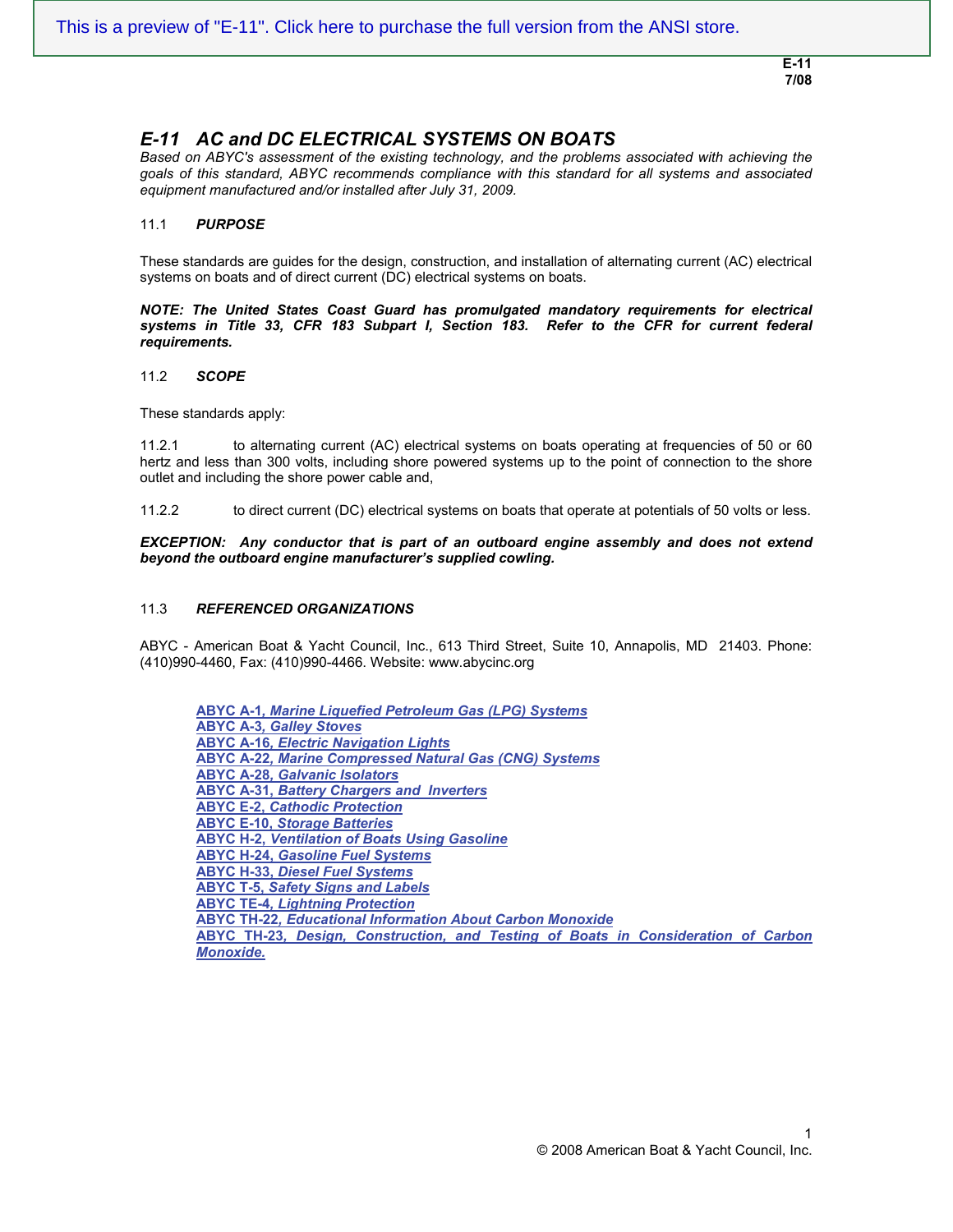# E-11 AC and DC ELECTRICAL SYSTEMS ON BOATS

*Based on ABYC's assessment of the existing technology, and the problems associated with achieving the goals of this standard, ABYC recommends compliance with this standard for all systems and associated equipment manufactured and/or installed after July 31, 2009.*

## 11.1 PURPOSE

These standards are guides for the design, construction, and installation of alternating current (AC) electrical systems on boats and of direct current (DC) electrical systems on boats.

***NOTE: The United States Coast Guard has promulgated mandatory requirements for electrical systems in Title 33, CFR 183 Subpart I, Section 183. Refer to the CFR for current federal requirements.***

## 11.2 SCOPE

These standards apply:

11.2.1 to alternating current (AC) electrical systems on boats operating at frequencies of 50 or 60 hertz and less than 300 volts, including shore powered systems up to the point of connection to the shore outlet and including the shore power cable and,

11.2.2 to direct current (DC) electrical systems on boats that operate at potentials of 50 volts or less.

***EXCEPTION: Any conductor that is part of an outboard engine assembly and does not extend beyond the outboard engine manufacturer's supplied cowling.***

## 11.3 REFERENCED ORGANIZATIONS

ABYC - American Boat & Yacht Council, Inc., 613 Third Street, Suite 10, Annapolis, MD 21403. Phone: (410)990-4460, Fax: (410)990-4466. Website: www.abycinc.org

- **ABYC A-1, *Marine Liquefied Petroleum Gas (LPG) Systems***
- **ABYC A-3, *Galley Stoves***
- **ABYC A-16, *Electric Navigation Lights***
- **ABYC A-22, *Marine Compressed Natural Gas (CNG) Systems***
- **ABYC A-28, *Galvanic Isolators***
- **ABYC A-31, *Battery Chargers and Inverters***
- **ABYC E-2, *Cathodic Protection***
- **ABYC E-10, *Storage Batteries***
- **ABYC H-2, *Ventilation of Boats Using Gasoline***
- **ABYC H-24, *Gasoline Fuel Systems***
- **ABYC H-33, *Diesel Fuel Systems***
- **ABYC T-5, *Safety Signs and Labels***
- **ABYC TE-4, *Lightning Protection***
- **ABYC TH-22, *Educational Information About Carbon Monoxide***
- **ABYC TH-23, *Design, Construction, and Testing of Boats in Consideration of Carbon Monoxide.***

© 2008 American Boat & Yacht Council, Inc.